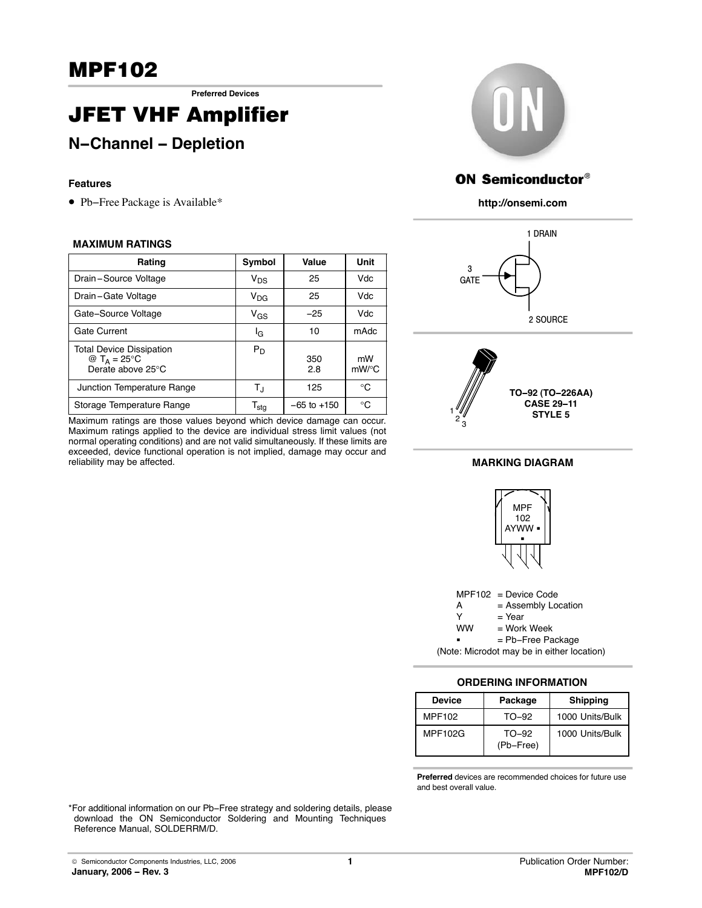# MPF102

**Preferred Devices**

# JFET VHF Amplifier

## N−Channel − Depletion

### Features

- Pb−Free Package is Available*

**MAXIMUM RATINGS**

| Rating | Symbol | Value | Unit |
|---|---|---|---|
| Drain−Source Voltage | $V_{DS}$ | 25 | Vdc |
| Drain−Gate Voltage | $V_{DG}$ | 25 | Vdc |
| Gate−Source Voltage | $V_{GS}$ | −25 | Vdc |
| Gate Current | $I_G$ | 10 | mAdc |
| Total Device Dissipation @ $T_A$ = 25°C Derate above 25°C | $P_D$ | 350 2.8 | mW mW/°C |
| Junction Temperature Range | $T_J$ | 125 | °C |
| Storage Temperature Range | $T_{stg}$ | −65 to +150 | °C |

Maximum ratings are those values beyond which device damage can occur. Maximum ratings applied to the device are individual stress limit values (not normal operating conditions) and are not valid simultaneously. If these limits are exceeded, device functional operation is not implied, damage may occur and reliability may be affected.

*For additional information on our Pb−Free strategy and soldering details, please download the ON Semiconductor Soldering and Mounting Techniques Reference Manual, SOLDERRM/D.

**ON Semiconductor®**

**http://onsemi.com**

1 DRAIN

3 GATE

2 SOURCE

**TO−92 (TO−226AA)**
**CASE 29−11**
**STYLE 5**

**MARKING DIAGRAM**

MPF
102
AYWW ▪
▪

MPF102 = Device Code
A = Assembly Location
Y = Year
WW = Work Week
▪ = Pb−Free Package
(Note: Microdot may be in either location)

**ORDERING INFORMATION**

| Device | Package | Shipping |
|---|---|---|
| MPF102 | TO−92 | 1000 Units/Bulk |
| MPF102G | TO−92 (Pb−Free) | 1000 Units/Bulk |

**Preferred** devices are recommended choices for future use and best overall value.

© Semiconductor Components Industries, LLC, 2006

**January, 2006 − Rev. 3**

Publication Order Number:
**MPF102/D**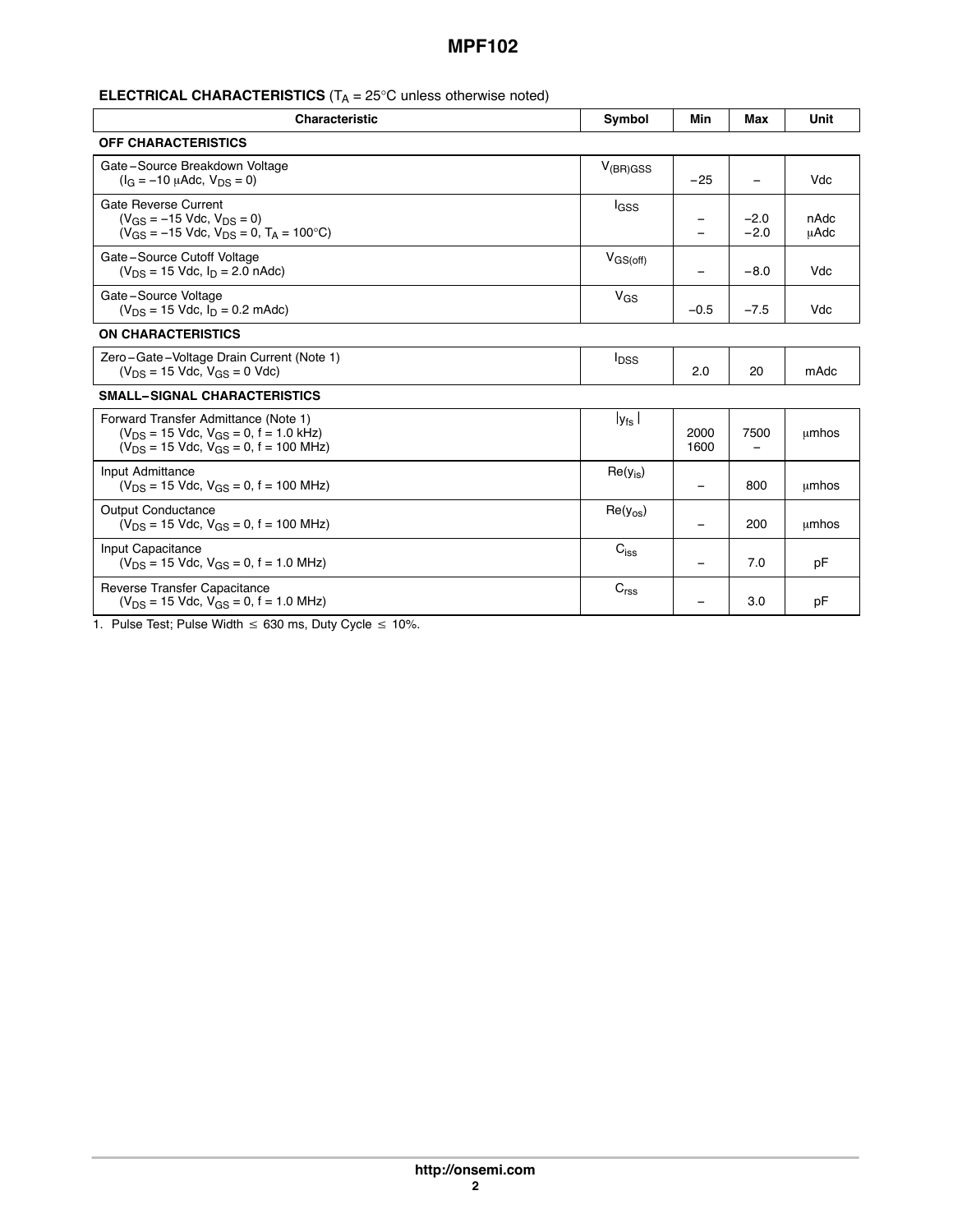## ELECTRICAL CHARACTERISTICS ($T_A$ = 25°C unless otherwise noted)

| Characteristic | Symbol | Min | Max | Unit |
|---|---|---|---|---|
| **OFF CHARACTERISTICS** | | | | |
| Gate−Source Breakdown Voltage ($I_G$ = −10 μAdc, $V_{DS}$ = 0) | $V_{(BR)GSS}$ | −25 | − | Vdc |
| Gate Reverse Current ($V_{GS}$ = −15 Vdc, $V_{DS}$ = 0)<br>($V_{GS}$ = −15 Vdc, $V_{DS}$ = 0, $T_A$ = 100°C) | $I_{GSS}$ | −<br>− | −2.0<br>−2.0 | nAdc<br>μAdc |
| Gate−Source Cutoff Voltage ($V_{DS}$ = 15 Vdc, $I_D$ = 2.0 nAdc) | $V_{GS(off)}$ | − | −8.0 | Vdc |
| Gate−Source Voltage ($V_{DS}$ = 15 Vdc, $I_D$ = 0.2 mAdc) | $V_{GS}$ | −0.5 | −7.5 | Vdc |
| **ON CHARACTERISTICS** | | | | |
| Zero−Gate−Voltage Drain Current (Note 1) ($V_{DS}$ = 15 Vdc, $V_{GS}$ = 0 Vdc) | $I_{DSS}$ | 2.0 | 20 | mAdc |
| **SMALL−SIGNAL CHARACTERISTICS** | | | | |
| Forward Transfer Admittance (Note 1) ($V_{DS}$ = 15 Vdc, $V_{GS}$ = 0, f = 1.0 kHz)<br>($V_{DS}$ = 15 Vdc, $V_{GS}$ = 0, f = 100 MHz) | $\lvert y_{fs} \rvert$ | 2000<br>1600 | 7500<br>− | μmhos |
| Input Admittance ($V_{DS}$ = 15 Vdc, $V_{GS}$ = 0, f = 100 MHz) | $Re(y_{is})$ | − | 800 | μmhos |
| Output Conductance ($V_{DS}$ = 15 Vdc, $V_{GS}$ = 0, f = 100 MHz) | $Re(y_{os})$ | − | 200 | μmhos |
| Input Capacitance ($V_{DS}$ = 15 Vdc, $V_{GS}$ = 0, f = 1.0 MHz) | $C_{iss}$ | − | 7.0 | pF |
| Reverse Transfer Capacitance ($V_{DS}$ = 15 Vdc, $V_{GS}$ = 0, f = 1.0 MHz) | $C_{rss}$ | − | 3.0 | pF |

1. Pulse Test; Pulse Width ≤ 630 ms, Duty Cycle ≤ 10%.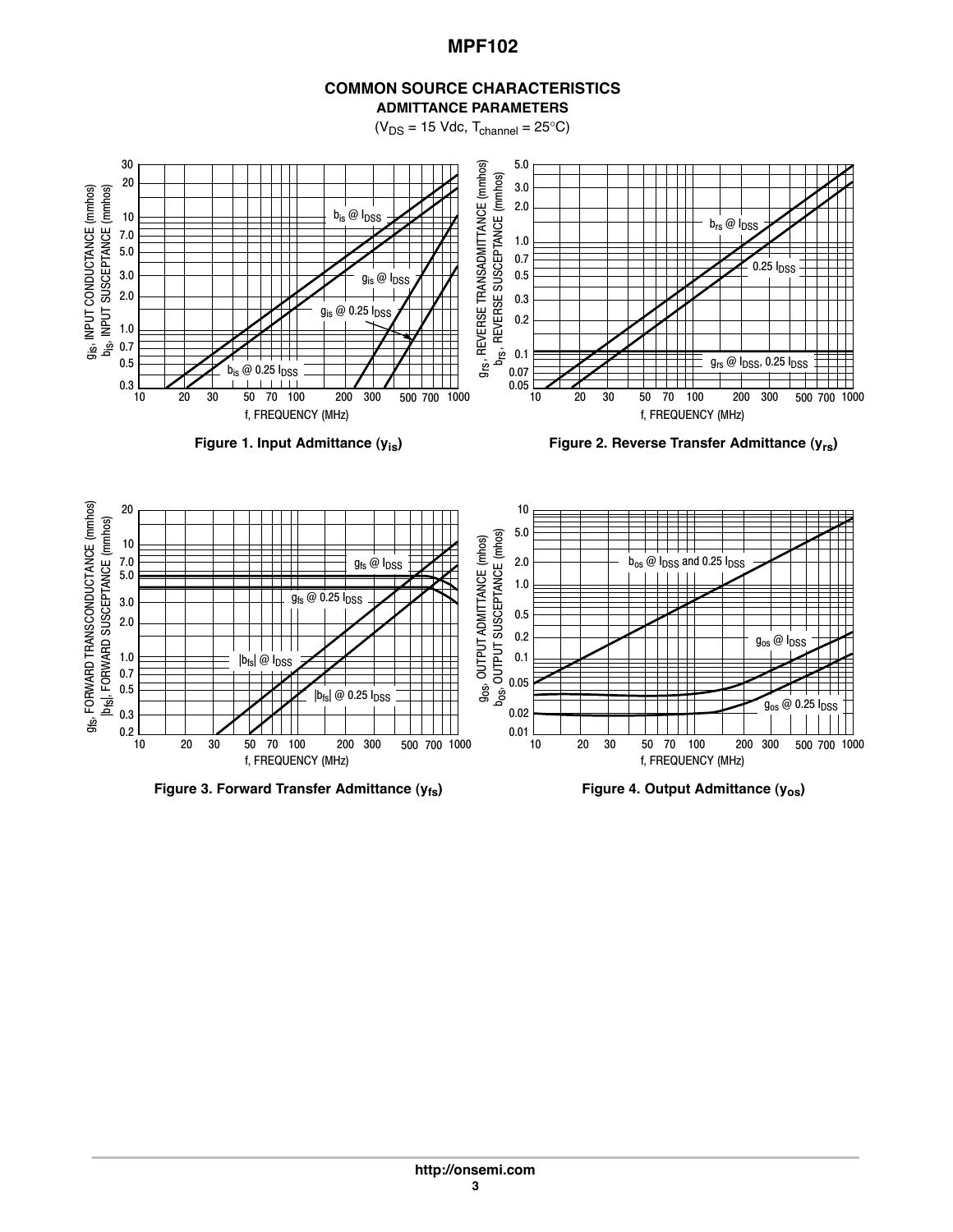## COMMON SOURCE CHARACTERISTICS

### ADMITTANCE PARAMETERS

($V_{DS}$ = 15 Vdc, $T_{channel}$ = 25°C)

**Figure 1. Input Admittance ($y_{is}$)**

**Figure 2. Reverse Transfer Admittance ($y_{rs}$)**

**Figure 3. Forward Transfer Admittance ($y_{fs}$)**

**Figure 4. Output Admittance ($y_{os}$)**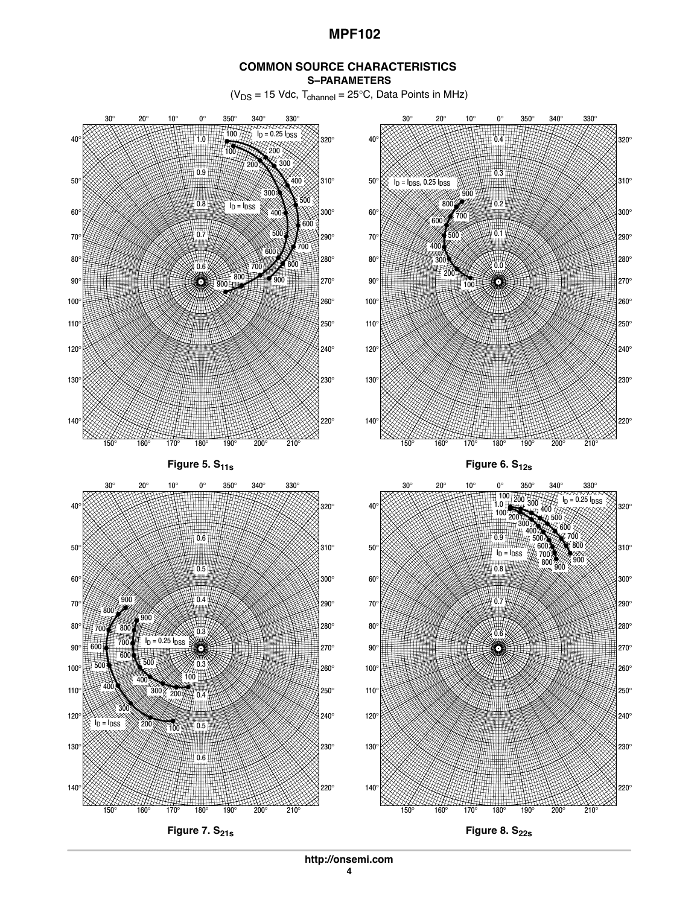## COMMON SOURCE CHARACTERISTICS

### S–PARAMETERS

($V_{DS}$ = 15 Vdc, $T_{channel}$ = 25°C, Data Points in MHz)

Figure 5. $S_{11s}$

Figure 6. $S_{12s}$

Figure 7. $S_{21s}$

Figure 8. $S_{22s}$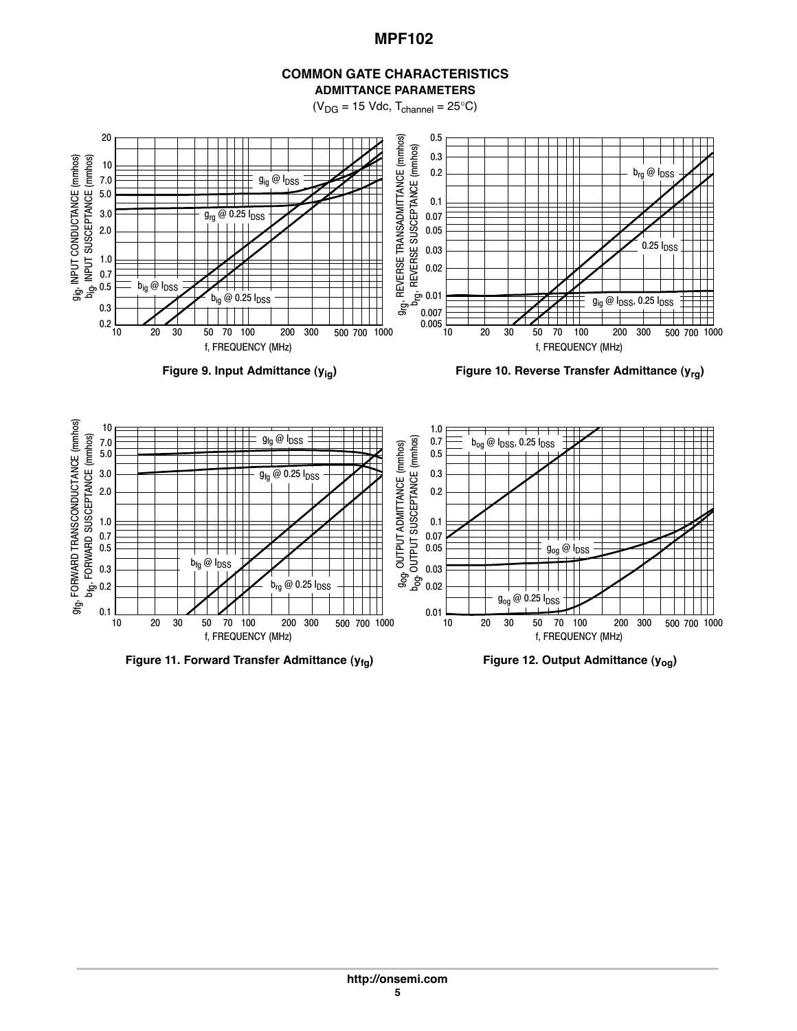## COMMON GATE CHARACTERISTICS

### ADMITTANCE PARAMETERS

($V_{DG}$ = 15 Vdc, $T_{channel}$ = 25°C)

Figure 9. Input Admittance ($y_{ig}$)

Figure 10. Reverse Transfer Admittance ($y_{rg}$)

Figure 11. Forward Transfer Admittance ($y_{fg}$)

Figure 12. Output Admittance ($y_{og}$)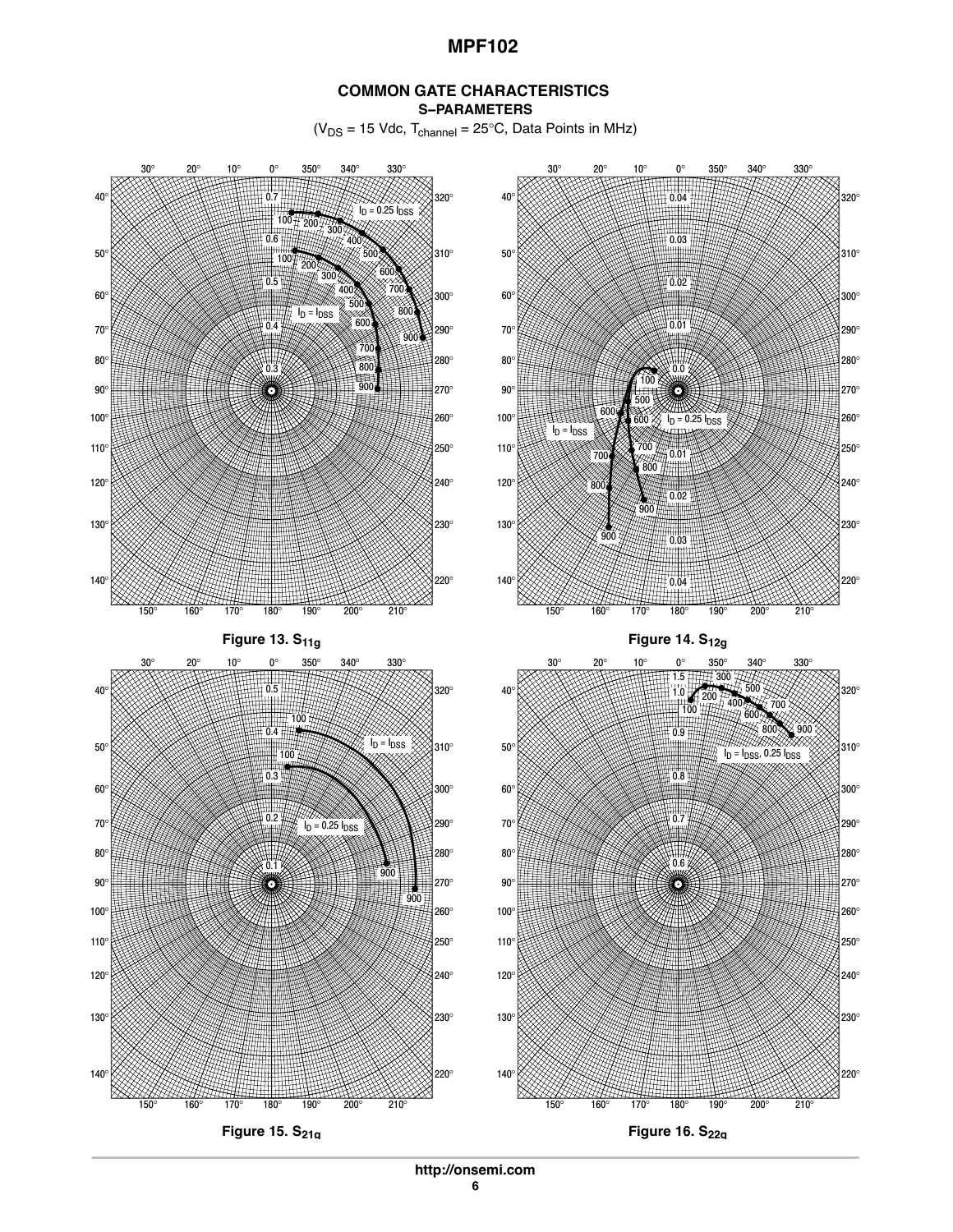## COMMON GATE CHARACTERISTICS

### S-PARAMETERS

($V_{DS}$ = 15 Vdc, $T_{channel}$ = 25°C, Data Points in MHz)

Figure 13. $S_{11g}$

Figure 14. $S_{12g}$

Figure 15. $S_{21g}$

Figure 16. $S_{22g}$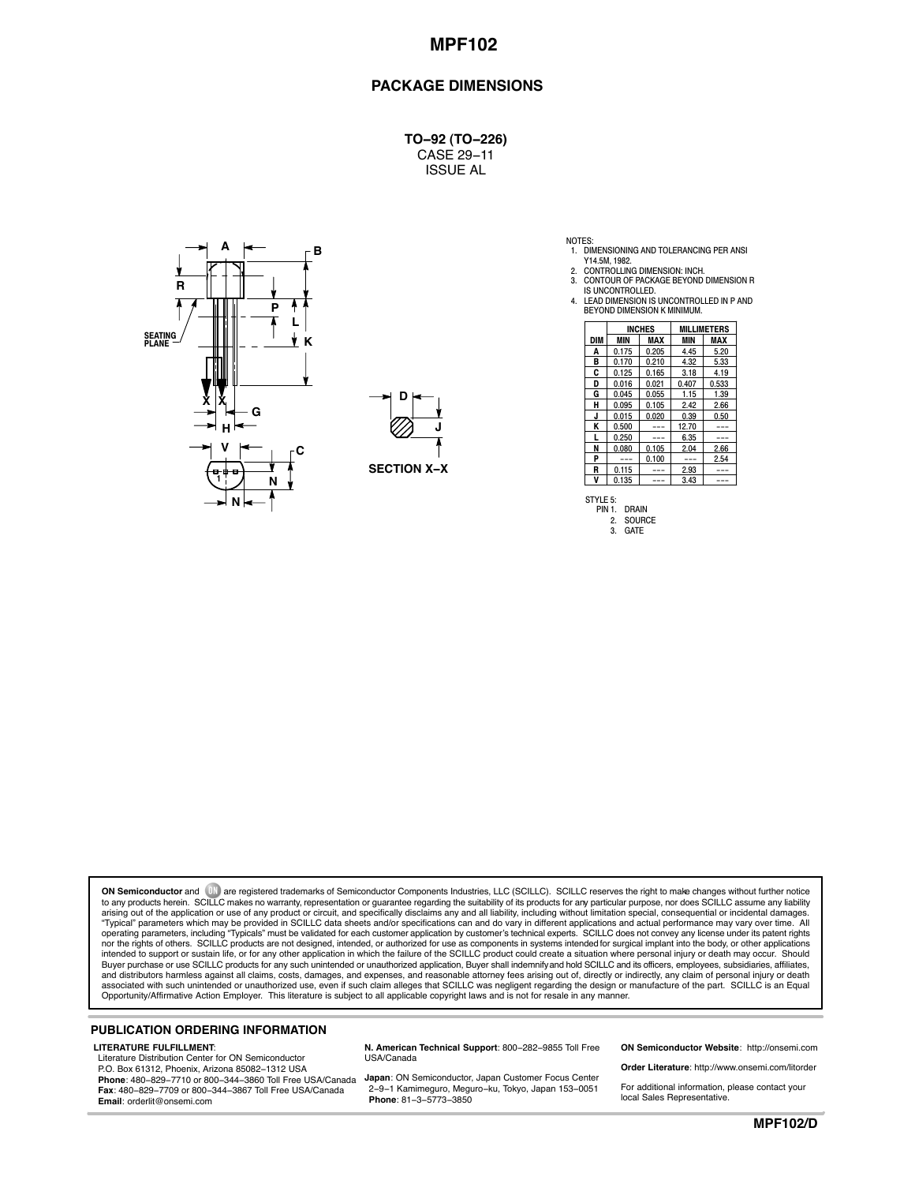## PACKAGE DIMENSIONS

**TO–92 (TO–226)**
CASE 29–11
ISSUE AL

SECTION X–X

NOTES:
1. DIMENSIONING AND TOLERANCING PER ANSI Y14.5M, 1982.
2. CONTROLLING DIMENSION: INCH.
3. CONTOUR OF PACKAGE BEYOND DIMENSION R IS UNCONTROLLED.
4. LEAD DIMENSION IS UNCONTROLLED IN P AND BEYOND DIMENSION K MINIMUM.

| DIM | INCHES MIN | INCHES MAX | MILLIMETERS MIN | MILLIMETERS MAX |
|---|---|---|---|---|
| A | 0.175 | 0.205 | 4.45 | 5.20 |
| B | 0.170 | 0.210 | 4.32 | 5.33 |
| C | 0.125 | 0.165 | 3.18 | 4.19 |
| D | 0.016 | 0.021 | 0.407 | 0.533 |
| G | 0.045 | 0.055 | 1.15 | 1.39 |
| H | 0.095 | 0.105 | 2.42 | 2.66 |
| J | 0.015 | 0.020 | 0.39 | 0.50 |
| K | 0.500 | --- | 12.70 | --- |
| L | 0.250 | --- | 6.35 | --- |
| N | 0.080 | 0.105 | 2.04 | 2.66 |
| P | --- | 0.100 | --- | 2.54 |
| R | 0.115 | --- | 2.93 | --- |
| V | 0.135 | --- | 3.43 | --- |

STYLE 5:
PIN 1. DRAIN
2. SOURCE
3. GATE

**ON Semiconductor** and  are registered trademarks of Semiconductor Components Industries, LLC (SCILLC). SCILLC reserves the right to make changes without further notice to any products herein. SCILLC makes no warranty, representation or guarantee regarding the suitability of its products for any particular purpose, nor does SCILLC assume any liability arising out of the application or use of any product or circuit, and specifically disclaims any and all liability, including without limitation special, consequential or incidental damages. "Typical" parameters which may be provided in SCILLC data sheets and/or specifications can and do vary in different applications and actual performance may vary over time. All operating parameters, including "Typicals" must be validated for each customer application by customer's technical experts. SCILLC does not convey any license under its patent rights nor the rights of others. SCILLC products are not designed, intended, or authorized for use as components in systems intended for surgical implant into the body, or other applications intended to support or sustain life, or for any other application in which the failure of the SCILLC product could create a situation where personal injury or death may occur. Should Buyer purchase or use SCILLC products for any such unintended or unauthorized application, Buyer shall indemnify and hold SCILLC and its officers, employees, subsidiaries, affiliates, and distributors harmless against all claims, costs, damages, and expenses, and reasonable attorney fees arising out of, directly or indirectly, any claim of personal injury or death associated with such unintended or unauthorized use, even if such claim alleges that SCILLC was negligent regarding the design or manufacture of the part. SCILLC is an Equal Opportunity/Affirmative Action Employer. This literature is subject to all applicable copyright laws and is not for resale in any manner.

### PUBLICATION ORDERING INFORMATION

**LITERATURE FULFILLMENT**:
Literature Distribution Center for ON Semiconductor
P.O. Box 61312, Phoenix, Arizona 85082–1312 USA
**Phone**: 480–829–7710 or 800–344–3860 Toll Free USA/Canada
**Fax**: 480–829–7709 or 800–344–3867 Toll Free USA/Canada
**Email**: orderlit@onsemi.com

**N. American Technical Support**: 800–282–9855 Toll Free USA/Canada

**Japan**: ON Semiconductor, Japan Customer Focus Center
2–9–1 Kamimeguro, Meguro–ku, Tokyo, Japan 153–0051
**Phone**: 81–3–5773–3850

**ON Semiconductor Website**: http://onsemi.com

**Order Literature**: http://www.onsemi.com/litorder

For additional information, please contact your local Sales Representative.

**MPF102/D**